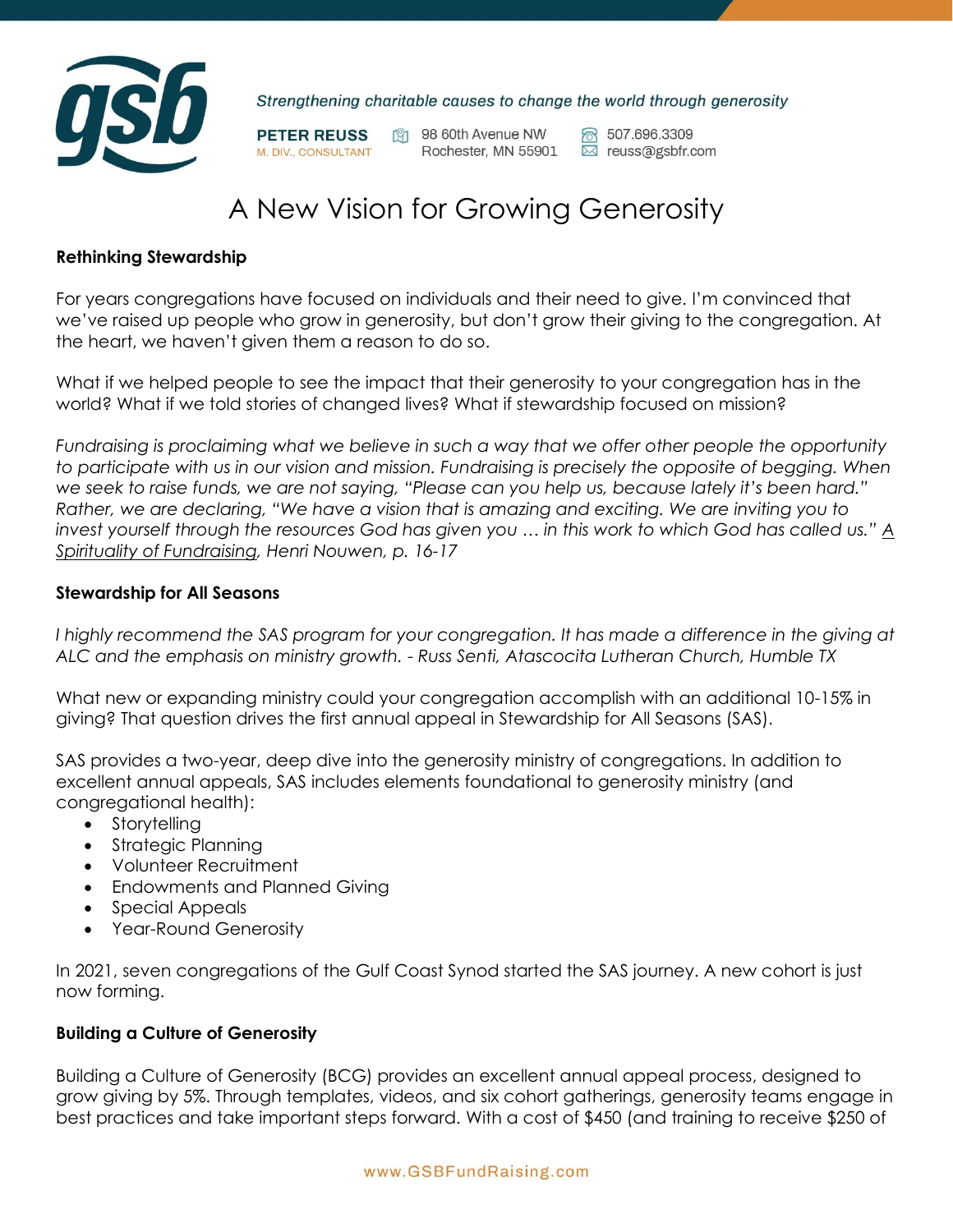*Strengthening charitable causes to change the world through generosity*

**PETER REUSS**
M. DIV., CONSULTANT

98 60th Avenue NW
Rochester, MN 55901

507.696.3309
reuss@gsbfr.com

# A New Vision for Growing Generosity

**Rethinking Stewardship**

For years congregations have focused on individuals and their need to give. I'm convinced that we've raised up people who grow in generosity, but don't grow their giving to the congregation. At the heart, we haven't given them a reason to do so.

What if we helped people to see the impact that their generosity to your congregation has in the world? What if we told stories of changed lives? What if stewardship focused on mission?

*Fundraising is proclaiming what we believe in such a way that we offer other people the opportunity to participate with us in our vision and mission. Fundraising is precisely the opposite of begging. When we seek to raise funds, we are not saying, "Please can you help us, because lately it's been hard." Rather, we are declaring, "We have a vision that is amazing and exciting. We are inviting you to invest yourself through the resources God has given you … in this work to which God has called us." A Spirituality of Fundraising, Henri Nouwen, p. 16-17*

**Stewardship for All Seasons**

*I highly recommend the SAS program for your congregation. It has made a difference in the giving at ALC and the emphasis on ministry growth. - Russ Senti, Atascocita Lutheran Church, Humble TX*

What new or expanding ministry could your congregation accomplish with an additional 10-15% in giving? That question drives the first annual appeal in Stewardship for All Seasons (SAS).

SAS provides a two-year, deep dive into the generosity ministry of congregations. In addition to excellent annual appeals, SAS includes elements foundational to generosity ministry (and congregational health):

- Storytelling
- Strategic Planning
- Volunteer Recruitment
- Endowments and Planned Giving
- Special Appeals
- Year-Round Generosity

In 2021, seven congregations of the Gulf Coast Synod started the SAS journey. A new cohort is just now forming.

**Building a Culture of Generosity**

Building a Culture of Generosity (BCG) provides an excellent annual appeal process, designed to grow giving by 5%. Through templates, videos, and six cohort gatherings, generosity teams engage in best practices and take important steps forward. With a cost of $450 (and training to receive $250 of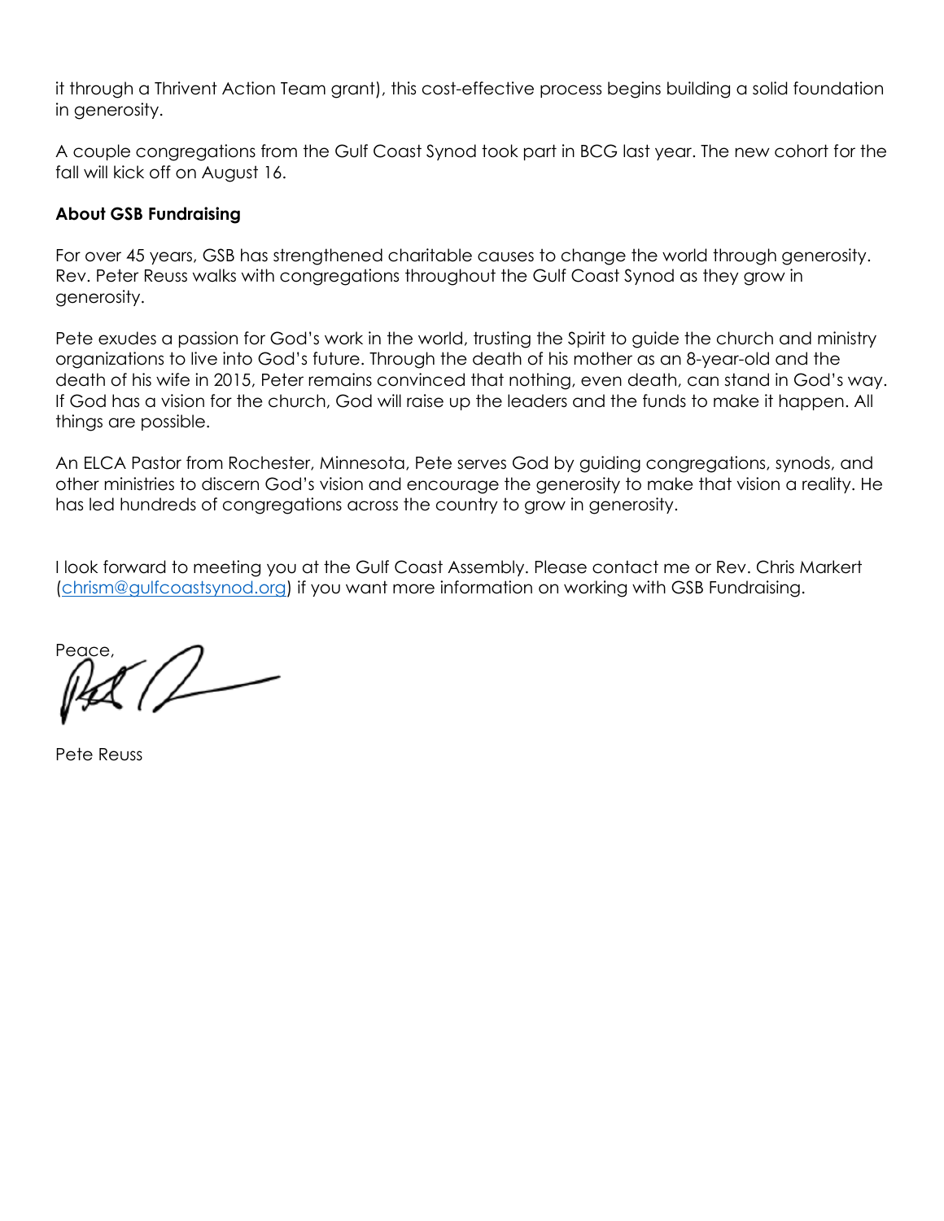it through a Thrivent Action Team grant), this cost-effective process begins building a solid foundation in generosity.

A couple congregations from the Gulf Coast Synod took part in BCG last year. The new cohort for the fall will kick off on August 16.

**About GSB Fundraising**

For over 45 years, GSB has strengthened charitable causes to change the world through generosity. Rev. Peter Reuss walks with congregations throughout the Gulf Coast Synod as they grow in generosity.

Pete exudes a passion for God's work in the world, trusting the Spirit to guide the church and ministry organizations to live into God's future. Through the death of his mother as an 8-year-old and the death of his wife in 2015, Peter remains convinced that nothing, even death, can stand in God's way. If God has a vision for the church, God will raise up the leaders and the funds to make it happen. All things are possible.

An ELCA Pastor from Rochester, Minnesota, Pete serves God by guiding congregations, synods, and other ministries to discern God's vision and encourage the generosity to make that vision a reality. He has led hundreds of congregations across the country to grow in generosity.

I look forward to meeting you at the Gulf Coast Assembly. Please contact me or Rev. Chris Markert (chrism@gulfcoastsynod.org) if you want more information on working with GSB Fundraising.

Peace,

Pete Reuss